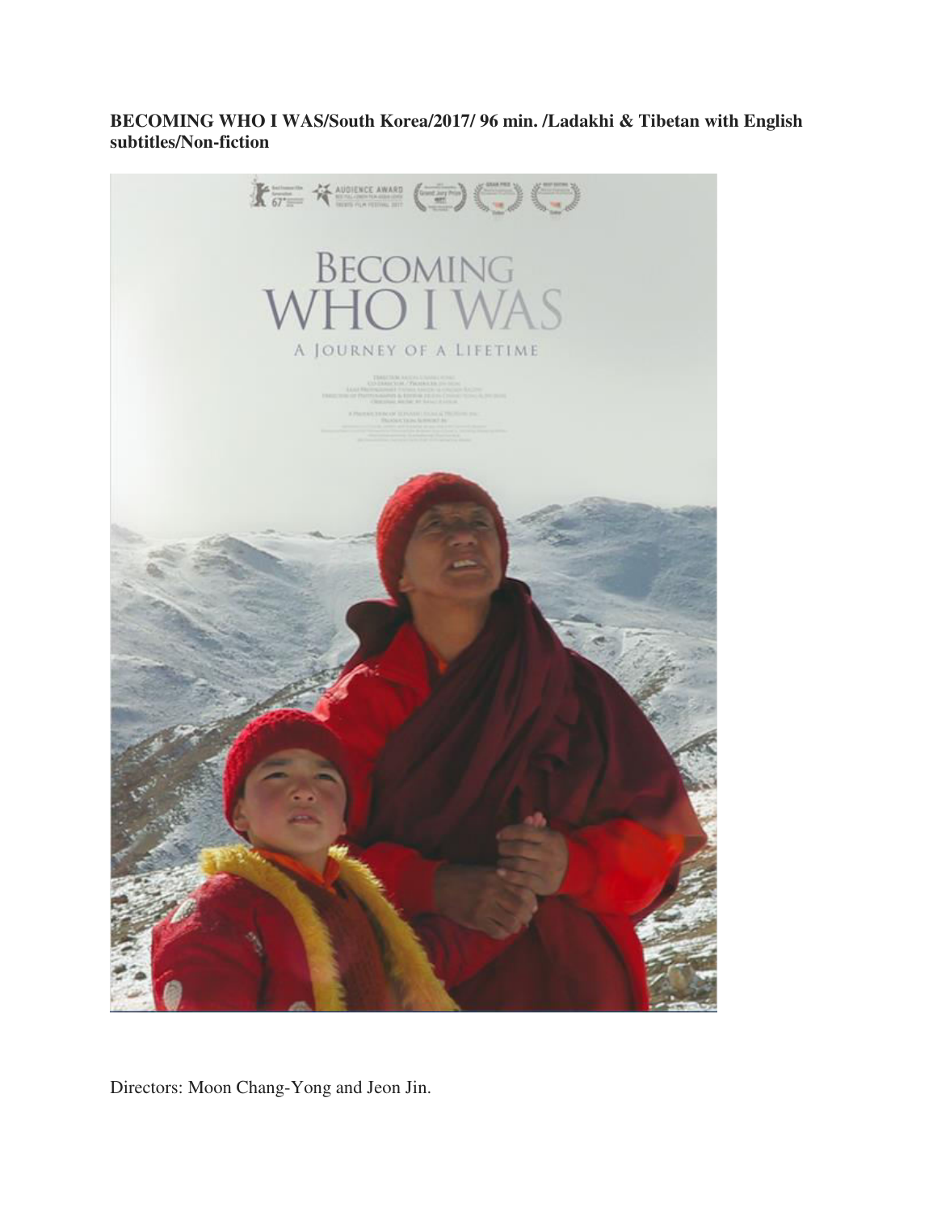**BECOMING WHO I WAS/South Korea/2017/ 96 min. /Ladakhi & Tibetan with English subtitles/Non-fiction**

Directors: Moon Chang-Yong and Jeon Jin.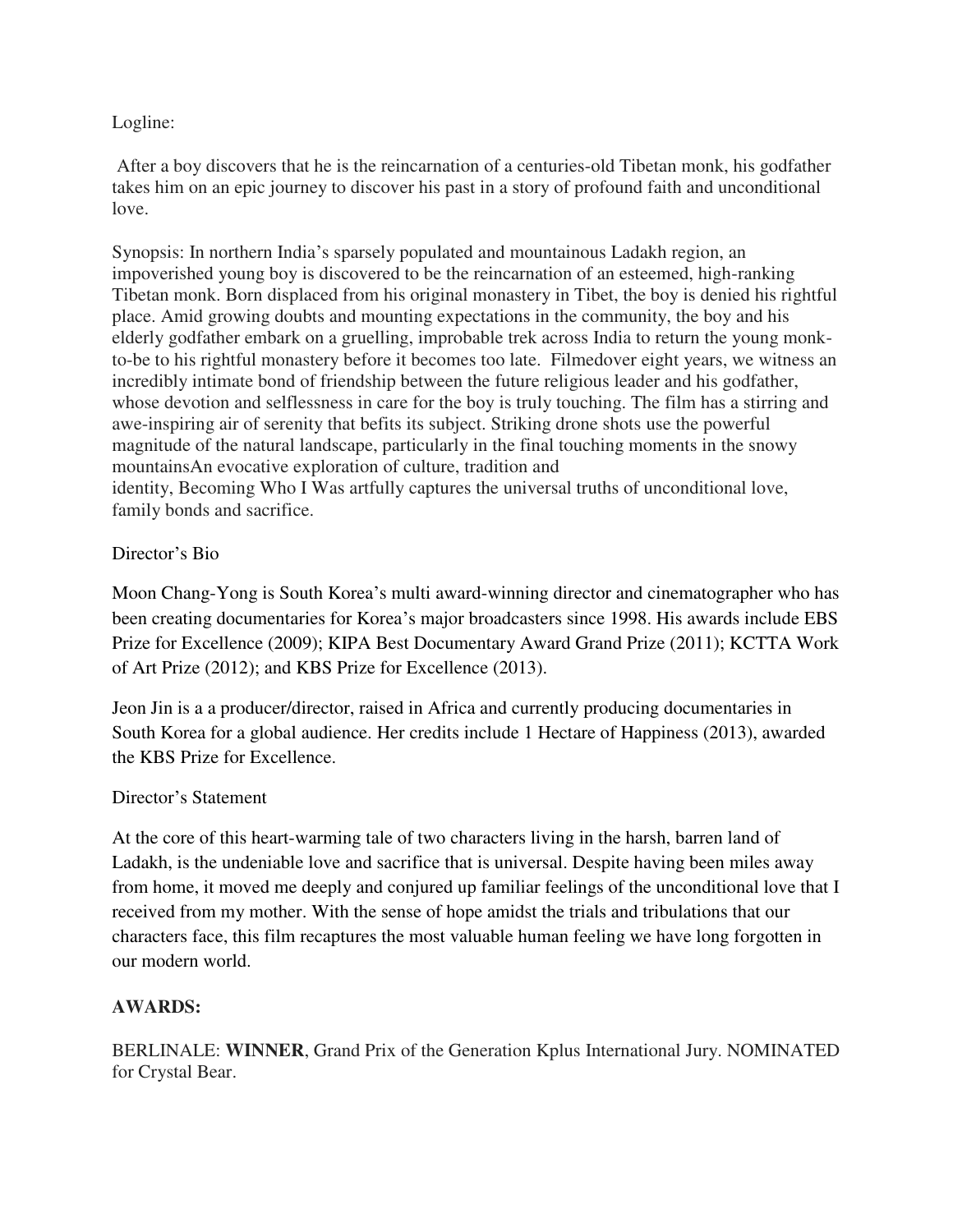Logline:

After a boy discovers that he is the reincarnation of a centuries-old Tibetan monk, his godfather takes him on an epic journey to discover his past in a story of profound faith and unconditional love.

Synopsis: In northern India's sparsely populated and mountainous Ladakh region, an impoverished young boy is discovered to be the reincarnation of an esteemed, high-ranking Tibetan monk. Born displaced from his original monastery in Tibet, the boy is denied his rightful place. Amid growing doubts and mounting expectations in the community, the boy and his elderly godfather embark on a gruelling, improbable trek across India to return the young monk-to-be to his rightful monastery before it becomes too late. Filmedover eight years, we witness an incredibly intimate bond of friendship between the future religious leader and his godfather, whose devotion and selflessness in care for the boy is truly touching. The film has a stirring and awe-inspiring air of serenity that befits its subject. Striking drone shots use the powerful magnitude of the natural landscape, particularly in the final touching moments in the snowy mountainsAn evocative exploration of culture, tradition and identity, Becoming Who I Was artfully captures the universal truths of unconditional love, family bonds and sacrifice.

Director's Bio

Moon Chang-Yong is South Korea's multi award-winning director and cinematographer who has been creating documentaries for Korea's major broadcasters since 1998. His awards include EBS Prize for Excellence (2009); KIPA Best Documentary Award Grand Prize (2011); KCTTA Work of Art Prize (2012); and KBS Prize for Excellence (2013).

Jeon Jin is a a producer/director, raised in Africa and currently producing documentaries in South Korea for a global audience. Her credits include 1 Hectare of Happiness (2013), awarded the KBS Prize for Excellence.

Director's Statement

At the core of this heart-warming tale of two characters living in the harsh, barren land of Ladakh, is the undeniable love and sacrifice that is universal. Despite having been miles away from home, it moved me deeply and conjured up familiar feelings of the unconditional love that I received from my mother. With the sense of hope amidst the trials and tribulations that our characters face, this film recaptures the most valuable human feeling we have long forgotten in our modern world.

**AWARDS:**

BERLINALE: **WINNER**, Grand Prix of the Generation Kplus International Jury. NOMINATED for Crystal Bear.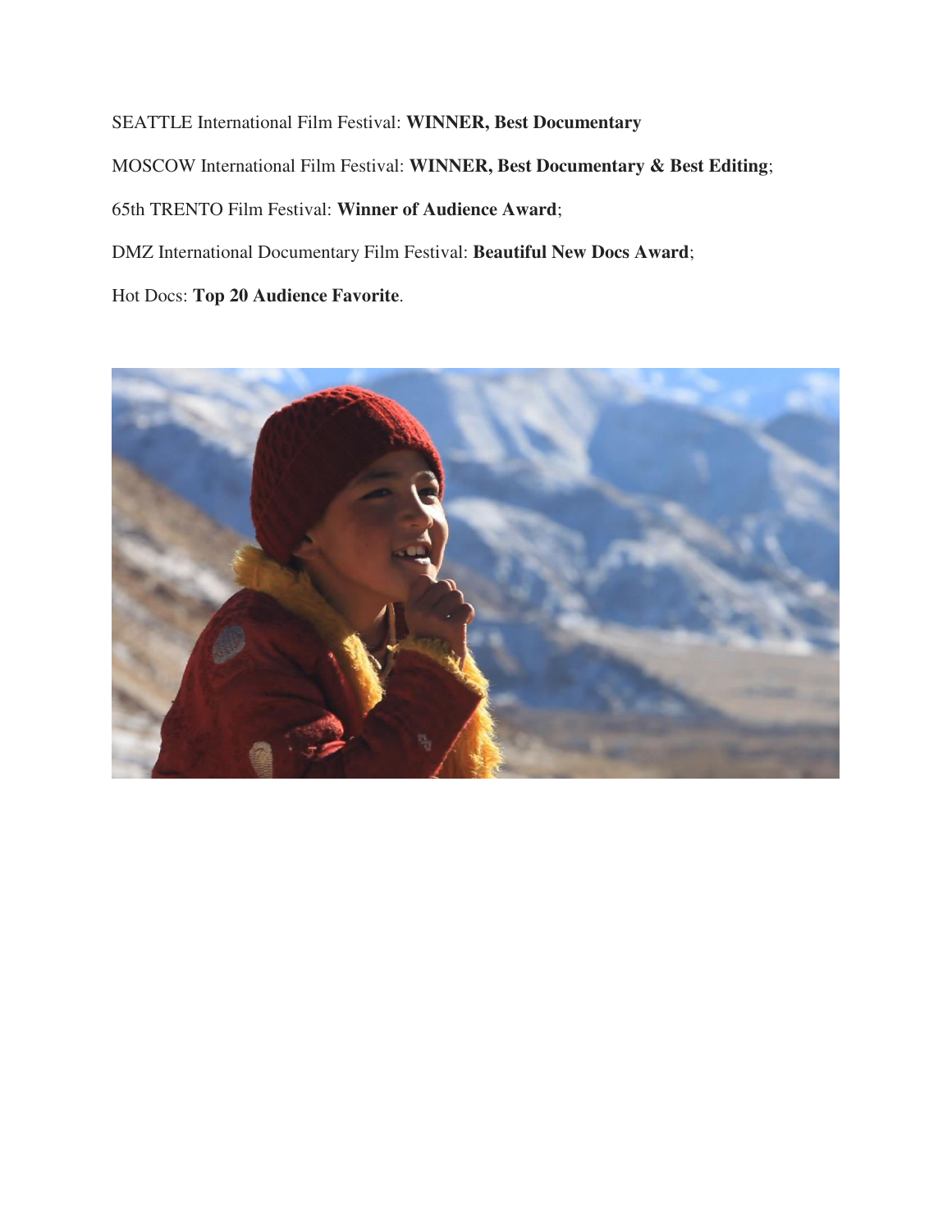SEATTLE International Film Festival: **WINNER, Best Documentary**

MOSCOW International Film Festival: **WINNER, Best Documentary & Best Editing**;

65th TRENTO Film Festival: **Winner of Audience Award**;

DMZ International Documentary Film Festival: **Beautiful New Docs Award**;

Hot Docs: **Top 20 Audience Favorite**.